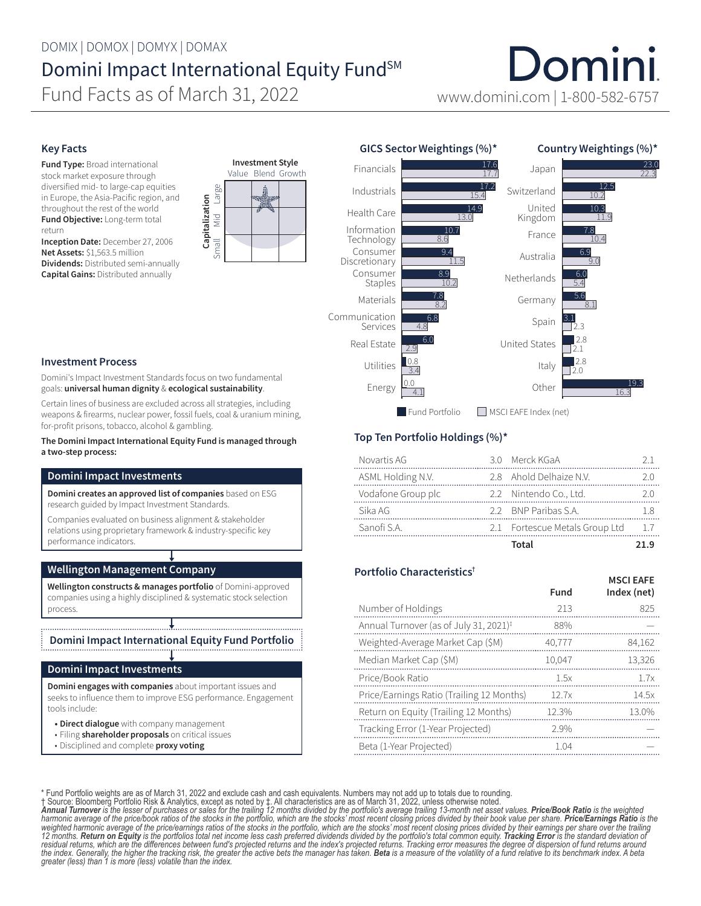DOMIX | DOMOX | DOMYX | DOMAX

# Domini Impact International Equity Fund[SM]

## Fund Facts as of March 31, 2022

Domini
www.domini.com | 1-800-582-6757

### Key Facts

**Fund Type:** Broad international stock market exposure through diversified mid- to large-cap equities in Europe, the Asia-Pacific region, and throughout the rest of the world
**Fund Objective:** Long-term total return
**Inception Date:** December 27, 2006
**Net Assets:** $1,563.5 million
**Dividends:** Distributed semi-annually
**Capital Gains:** Distributed annually

**Investment Style**

| Capitalization | Value | Blend | Growth |
|---|---|---|---|
| Large | | ★ | |
| Mid | | | |
| Small | | | |

### Investment Process

Domini's Impact Investment Standards focus on two fundamental goals: **universal human dignity** & **ecological sustainability**.

Certain lines of business are excluded across all strategies, including weapons & firearms, nuclear power, fossil fuels, coal & uranium mining, for-profit prisons, tobacco, alcohol & gambling.

**The Domini Impact International Equity Fund is managed through a two-step process:**

**Domini Impact Investments**

**Domini creates an approved list of companies** based on ESG research guided by Impact Investment Standards.

Companies evaluated on business alignment & stakeholder relations using proprietary framework & industry-specific key performance indicators.

↓

**Wellington Management Company**

**Wellington constructs & manages portfolio** of Domini-approved companies using a highly disciplined & systematic stock selection process.

↓

**Domini Impact International Equity Fund Portfolio**

↓

**Domini Impact Investments**

**Domini engages with companies** about important issues and seeks to influence them to improve ESG performance. Engagement tools include:

- **Direct dialogue** with company management
- Filing **shareholder proposals** on critical issues
- Disciplined and complete **proxy voting**

### GICS Sector Weightings (%)*

| Sector | Fund Portfolio | MSCI EAFE Index (net) |
|---|---|---|
| Financials | 17.6 | 17.7 |
| Industrials | 17.2 | 15.4 |
| Health Care | 14.9 | 13.0 |
| Information Technology | 10.7 | 8.6 |
| Consumer Discretionary | 9.4 | 11.5 |
| Consumer Staples | 8.9 | 10.2 |
| Materials | 7.8 | 8.2 |
| Communication Services | 6.8 | 4.8 |
| Real Estate | 6.0 | 2.9 |
| Utilities | 0.8 | 3.4 |
| Energy | 0.0 | 4.1 |

### Country Weightings (%)*

| Country | Fund Portfolio | MSCI EAFE Index (net) |
|---|---|---|
| Japan | 23.0 | 22.3 |
| Switzerland | 12.5 | 10.2 |
| United Kingdom | 10.3 | 11.9 |
| France | 7.8 | 10.4 |
| Australia | 6.9 | 9.0 |
| Netherlands | 6.0 | 5.4 |
| Germany | 5.6 | 8.1 |
| Spain | 3.1 | 2.3 |
| United States | 2.8 | 2.1 |
| Italy | 2.8 | 2.0 |
| Other | 19.3 | 16.3 |

### Top Ten Portfolio Holdings (%)*

| Holding | % | Holding | % |
|---|---|---|---|
| Novartis AG | 3.0 | Merck KGaA | 2.1 |
| ASML Holding N.V. | 2.8 | Ahold Delhaize N.V. | 2.0 |
| Vodafone Group plc | 2.2 | Nintendo Co., Ltd. | 2.0 |
| Sika AG | 2.2 | BNP Paribas S.A. | 1.8 |
| Sanofi S.A. | 2.1 | Fortescue Metals Group Ltd | 1.7 |
| | | **Total** | **21.9** |

### Portfolio Characteristics†

| | Fund | MSCI EAFE Index (net) |
|---|---|---|
| Number of Holdings | 213 | 825 |
| Annual Turnover (as of July 31, 2021)‡ | 88% | — |
| Weighted-Average Market Cap ($M) | 40,777 | 84,162 |
| Median Market Cap ($M) | 10,047 | 13,326 |
| Price/Book Ratio | 1.5x | 1.7x |
| Price/Earnings Ratio (Trailing 12 Months) | 12.7x | 14.5x |
| Return on Equity (Trailing 12 Months) | 12.3% | 13.0% |
| Tracking Error (1-Year Projected) | 2.9% | — |
| Beta (1-Year Projected) | 1.04 | — |

\* Fund Portfolio weights are as of March 31, 2022 and exclude cash and cash equivalents. Numbers may not add up to totals due to rounding.
† Source: Bloomberg Portfolio Risk & Analytics, except as noted by ‡. All characteristics are as of March 31, 2022, unless otherwise noted.
*__Annual Turnover__ is the lesser of purchases or sales for the trailing 12 months divided by the portfolio's average trailing 13-month net asset values. __Price/Book Ratio__ is the weighted harmonic average of the price/book ratios of the stocks in the portfolio, which are the stocks' most recent closing prices divided by their book value per share. __Price/Earnings Ratio__ is the weighted harmonic average of the price/earnings ratios of the stocks in the portfolio, which are the stocks' most recent closing prices divided by their earnings per share over the trailing 12 months. __Return on Equity__ is the portfolios total net income less cash preferred dividends divided by the portfolio's total common equity. __Tracking Error__ is the standard deviation of residual returns, which are the differences between fund's projected returns and the index's projected returns. Tracking error measures the degree of dispersion of fund returns around the index. Generally, the higher the tracking risk, the greater the active bets the manager has taken. __Beta__ is a measure of the volatility of a fund relative to its benchmark index. A beta greater (less) than 1 is more (less) volatile than the index.*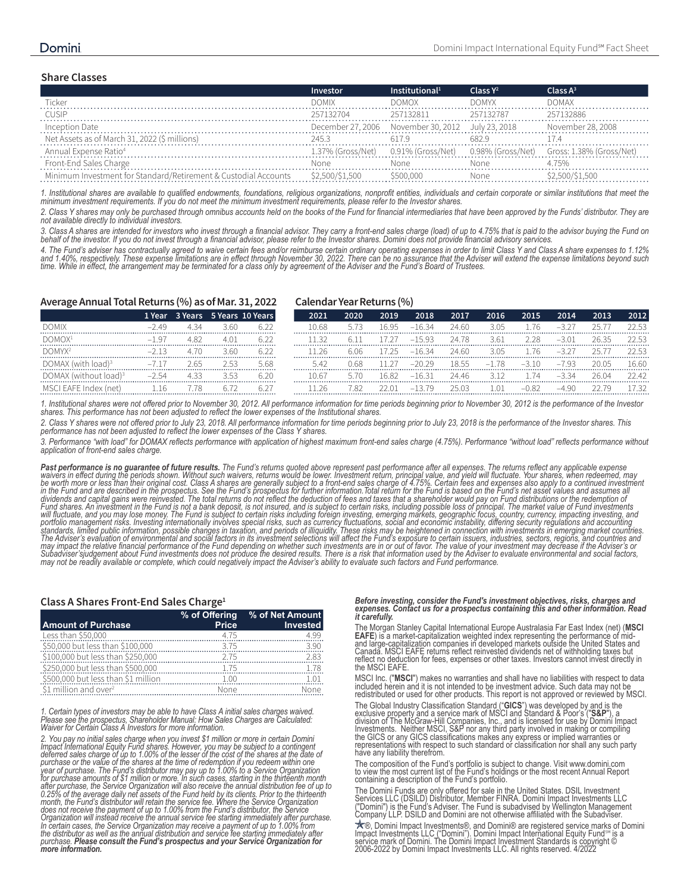## Share Classes

| | Investor | Institutional[1] | Class Y[2] | Class A[3] |
|---|---|---|---|---|
| Ticker | DOMIX | DOMOX | DOMYX | DOMAX |
| CUSIP | 257132704 | 257132811 | 257132787 | 257132886 |
| Inception Date | December 27, 2006 | November 30, 2012 | July 23, 2018 | November 28, 2008 |
| Net Assets as of March 31, 2022 ($ millions) | 245.3 | 617.9 | 682.9 | 17.4 |
| Annual Expense Ratio[4] | 1.37% (Gross/Net) | 0.91% (Gross/Net) | 0.98% (Gross/Net) | Gross: 1.38% (Gross/Net) |
| Front-End Sales Charge | None | None | None | 4.75% |
| Minimum Investment for Standard/Retirement & Custodial Accounts | $2,500/$1,500 | $500,000 | None | $2,500/$1,500 |

*1. Institutional shares are available to qualified endowments, foundations, religious organizations, nonprofit entities, individuals and certain corporate or similar institutions that meet the minimum investment requirements. If you do not meet the minimum investment requirements, please refer to the Investor shares.*

*2. Class Y shares may only be purchased through omnibus accounts held on the books of the Fund for financial intermediaries that have been approved by the Funds' distributor. They are not available directly to individual investors.*

*3. Class A shares are intended for investors who invest through a financial advisor. They carry a front-end sales charge (load) of up to 4.75% that is paid to the advisor buying the Fund on behalf of the investor. If you do not invest through a financial advisor, please refer to the Investor shares. Domini does not provide financial advisory services.*

*4. The Fund's adviser has contractually agreed to waive certain fees and/or reimburse certain ordinary operating expenses in order to limit Class Y and Class A share expenses to 1.12% and 1.40%, respectively. These expense limitations are in effect through November 30, 2022. There can be no assurance that the Adviser will extend the expense limitations beyond such time. While in effect, the arrangement may be terminated for a class only by agreement of the Adviser and the Fund's Board of Trustees.*

## Average Annual Total Returns (%) as of Mar. 31, 2022

| | 1 Year | 3 Years | 5 Years | 10 Years |
|---|---|---|---|---|
| DOMIX | –2.49 | 4.34 | 3.60 | 6.22 |
| DOMOX[1] | –1.97 | 4.82 | 4.01 | 6.22 |
| DOMYX[2] | –2.13 | 4.70 | 3.60 | 6.22 |
| DOMAX (with load)[3] | –7.17 | 2.65 | 2.53 | 5.68 |
| DOMAX (without load)[3] | –2.54 | 4.33 | 3.53 | 6.20 |
| MSCI EAFE Index (net) | 1.16 | 7.78 | 6.72 | 6.27 |

## Calendar Year Returns (%)

| | 2021 | 2020 | 2019 | 2018 | 2017 | 2016 | 2015 | 2014 | 2013 | 2012 |
|---|---|---|---|---|---|---|---|---|---|---|
| DOMIX | 10.68 | 5.73 | 16.95 | –16.34 | 24.60 | 3.05 | 1.76 | –3.27 | 25.77 | 22.53 |
| DOMOX[1] | 11.32 | 6.11 | 17.27 | –15.93 | 24.78 | 3.61 | 2.28 | –3.01 | 26.35 | 22.53 |
| DOMYX[2] | 11.26 | 6.06 | 17.25 | –16.34 | 24.60 | 3.05 | 1.76 | –3.27 | 25.77 | 22.53 |
| DOMAX (with load)[3] | 5.42 | 0.68 | 11.27 | –20.29 | 18.55 | –1.78 | –3.10 | –7.93 | 20.05 | 16.60 |
| DOMAX (without load)[3] | 10.67 | 5.70 | 16.82 | –16.31 | 24.46 | 3.12 | 1.74 | –3.34 | 26.04 | 22.42 |
| MSCI EAFE Index (net) | 11.26 | 7.82 | 22.01 | –13.79 | 25.03 | 1.01 | –0.82 | –4.90 | 22.79 | 17.32 |

*1. Institutional shares were not offered prior to November 30, 2012. All performance information for time periods beginning prior to November 30, 2012 is the performance of the Investor shares. This performance has not been adjusted to reflect the lower expenses of the Institutional shares.*

*2. Class Y shares were not offered prior to July 23, 2018. All performance information for time periods beginning prior to July 23, 2018 is the performance of the Investor shares. This performance has not been adjusted to reflect the lower expenses of the Class Y shares.*

*3. Performance "with load" for DOMAX reflects performance with application of highest maximum front-end sales charge (4.75%). Performance "without load" reflects performance without application of front-end sales charge.*

***Past performance is no guarantee of future results.*** *The Fund's returns quoted above represent past performance after all expenses. The returns reflect any applicable expense waivers in effect during the periods shown. Without such waivers, returns would be lower. Investment return, principal value, and yield will fluctuate. Your shares, when redeemed, may be worth more or less than their original cost. Class A shares are generally subject to a front-end sales charge of 4.75%. Certain fees and expenses also apply to a continued investment in the Fund and are described in the prospectus. See the Fund's prospectus for further information. Total return for the Fund is based on the Fund's net asset values and assumes all dividends and capital gains were reinvested. The total returns do not reflect the deduction of fees and taxes that a shareholder would pay on Fund distributions or the redemption of Fund shares. An investment in the Fund is not a bank deposit, is not insured, and is subject to certain risks, including possible loss of principal. The market value of Fund investments will fluctuate, and you may lose money. The Fund is subject to certain risks including foreign investing, emerging markets, geographic focus, country, currency, impacting investing, and portfolio management risks. Investing internationally involves special risks, such as currency fluctuations, social and economic instability, differing security regulations and accounting standards, limited public information, possible changes in taxation, and periods of illiquidity. These risks may be heightened in connection with investments in emerging market countries. The Adviser's evaluation of environmental and social factors in its investment selections will affect the Fund's exposure to certain issuers, industries, sectors, regions, and countries and may impact the relative financial performance of the Fund depending on whether such investments are in or out of favor. The value of your investment may decrease if the Adviser's or Subadviser'sjudgement about Fund investments does not produce the desired results. There is a risk that information used by the Adviser to evaluate environmental and social factors, may not be readily available or complete, which could negatively impact the Adviser's ability to evaluate such factors and Fund performance.*

## Class A Shares Front-End Sales Charge[1]

| Amount of Purchase | % of Offering Price | % of Net Amount Invested |
|---|---|---|
| Less than $50,000 | 4.75 | 4.99 |
| $50,000 but less than $100,000 | 3.75 | 3.90 |
| $100,000 but less than $250,000 | 2.75 | 2.83 |
| $250,000 but less than $500,000 | 1.75 | 1.78 |
| $500,000 but less than $1 million | 1.00 | 1.01 |
| $1 million and over[2] | None | None |

*1. Certain types of investors may be able to have Class A initial sales charges waived. Please see the prospectus, Shareholder Manual: How Sales Charges are Calculated: Waiver for Certain Class A Investors for more information.*

*2. You pay no initial sales charge when you invest $1 million or more in certain Domini Impact International Equity Fund shares. However, you may be subject to a contingent deferred sales charge of up to 1.00% of the lesser of the cost of the shares at the date of purchase or the value of the shares at the time of redemption if you redeem within one year of purchase. The Fund's distributor may pay up to 1.00% to a Service Organization for purchase amounts of $1 million or more. In such cases, starting in the thirteenth month after purchase, the Service Organization will also receive the annual distribution fee of up to 0.25% of the average daily net assets of the Fund held by its clients. Prior to the thirteenth month, the Fund's distributor will retain the service fee. Where the Service Organization does not receive the payment of up to 1.00% from the Fund's distributor, the Service Organization will instead receive the annual service fee starting immediately after purchase. In certain cases, the Service Organization may receive a payment of up to 1.00% from the distributor as well as the annual distribution and service fee starting immediately after purchase.* ***Please consult the Fund's prospectus and your Service Organization for more information.***

***Before investing, consider the Fund's investment objectives, risks, charges and expenses. Contact us for a prospectus containing this and other information. Read it carefully.***

The Morgan Stanley Capital International Europe Australasia Far East Index (net) (**MSCI EAFE**) is a market-capitalization weighted index representing the performance of mid- and large-capitalization companies in developed markets outside the United States and Canada. MSCI EAFE returns reflect reinvested dividends net of withholding taxes but reflect no deduction for fees, expenses or other taxes. Investors cannot invest directly in the MSCI EAFE.

MSCI Inc. ("**MSCI**") makes no warranties and shall have no liabilities with respect to data included herein and it is not intended to be investment advice. Such data may not be redistributed or used for other products. This report is not approved or reviewed by MSCI.

The Global Industry Classification Standard ("**GICS**") was developed by and is the exclusive property and a service mark of MSCI and Standard & Poor's ("**S&P**"), a division of The McGraw-Hill Companies, Inc., and is licensed for use by Domini Impact Investments. Neither MSCI, S&P nor any third party involved in making or compiling the GICS or any GICS classifications makes any express or implied warranties or representations with respect to such standard or classification nor shall any such party have any liability therefrom.

The composition of the Fund's portfolio is subject to change. Visit www.domini.com to view the most current list of the Fund's holdings or the most recent Annual Report containing a description of the Fund's portfolio.

The Domini Funds are only offered for sale in the United States. DSIL Investment Services LLC (DSILD) Distributor, Member FINRA. Domini Impact Investments LLC ("Domini") is the Fund's Adviser. The Fund is subadvised by Wellington Management Company LLP. DSILD and Domini are not otherwise affiliated with the Subadviser.

★®, Domini Impact Investments®, and Domini® are registered service marks of Domini Impact Investments LLC ("Domini"). Domini Impact International Equity Fund℠ is a service mark of Domini. The Domini Impact Investment Standards is copyright © 2006-2022 by Domini Impact Investments LLC. All rights reserved. 4/2022